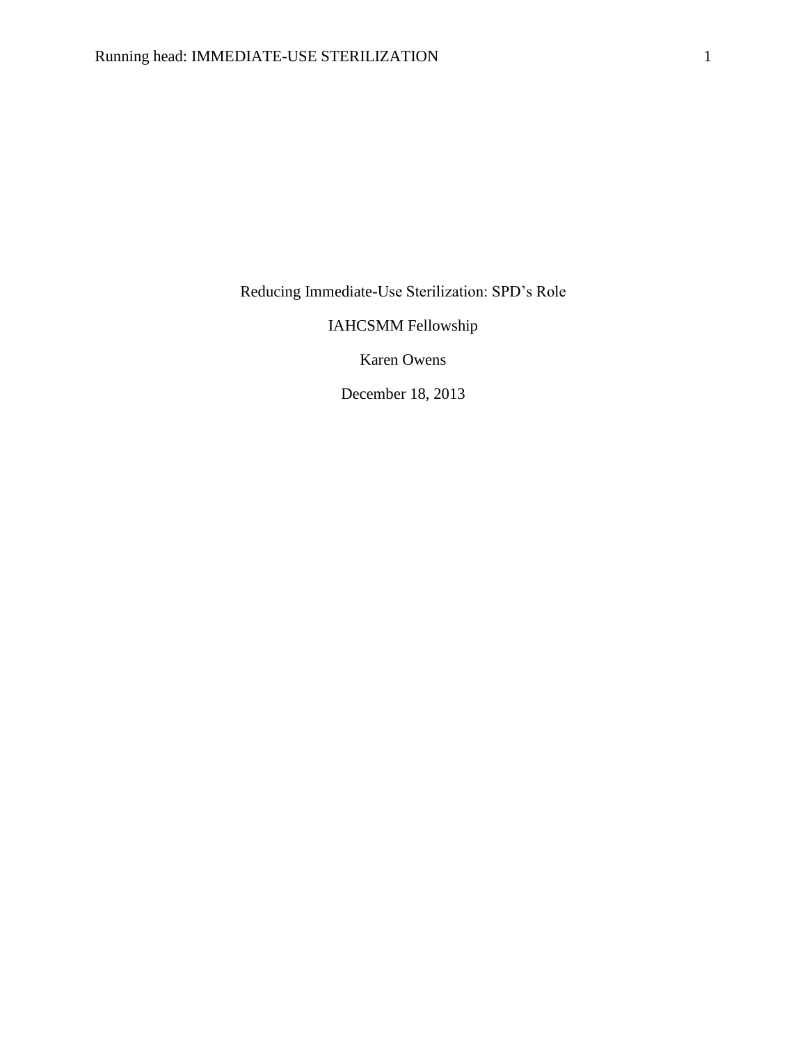# Reducing Immediate-Use Sterilization: SPD's Role

IAHCSMM Fellowship

Karen Owens

December 18, 2013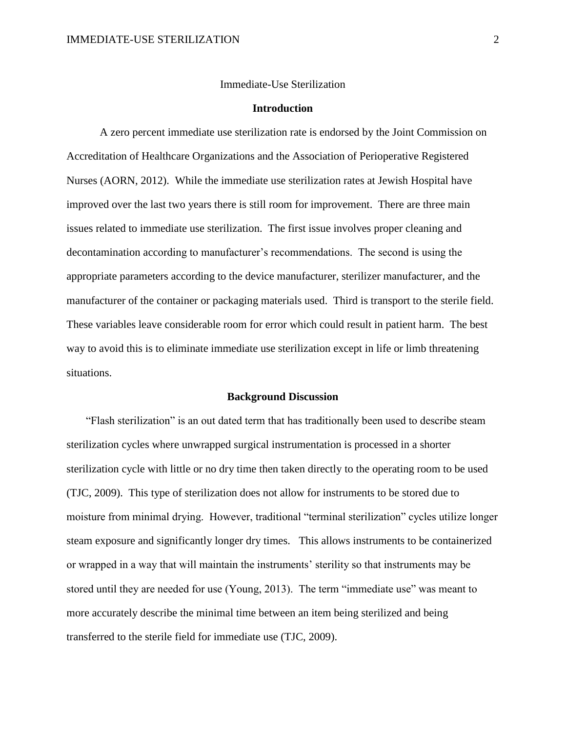Immediate-Use Sterilization

## Introduction

A zero percent immediate use sterilization rate is endorsed by the Joint Commission on Accreditation of Healthcare Organizations and the Association of Perioperative Registered Nurses (AORN, 2012). While the immediate use sterilization rates at Jewish Hospital have improved over the last two years there is still room for improvement. There are three main issues related to immediate use sterilization. The first issue involves proper cleaning and decontamination according to manufacturer's recommendations. The second is using the appropriate parameters according to the device manufacturer, sterilizer manufacturer, and the manufacturer of the container or packaging materials used. Third is transport to the sterile field. These variables leave considerable room for error which could result in patient harm. The best way to avoid this is to eliminate immediate use sterilization except in life or limb threatening situations.

## Background Discussion

"Flash sterilization" is an out dated term that has traditionally been used to describe steam sterilization cycles where unwrapped surgical instrumentation is processed in a shorter sterilization cycle with little or no dry time then taken directly to the operating room to be used (TJC, 2009). This type of sterilization does not allow for instruments to be stored due to moisture from minimal drying. However, traditional "terminal sterilization" cycles utilize longer steam exposure and significantly longer dry times. This allows instruments to be containerized or wrapped in a way that will maintain the instruments' sterility so that instruments may be stored until they are needed for use (Young, 2013). The term "immediate use" was meant to more accurately describe the minimal time between an item being sterilized and being transferred to the sterile field for immediate use (TJC, 2009).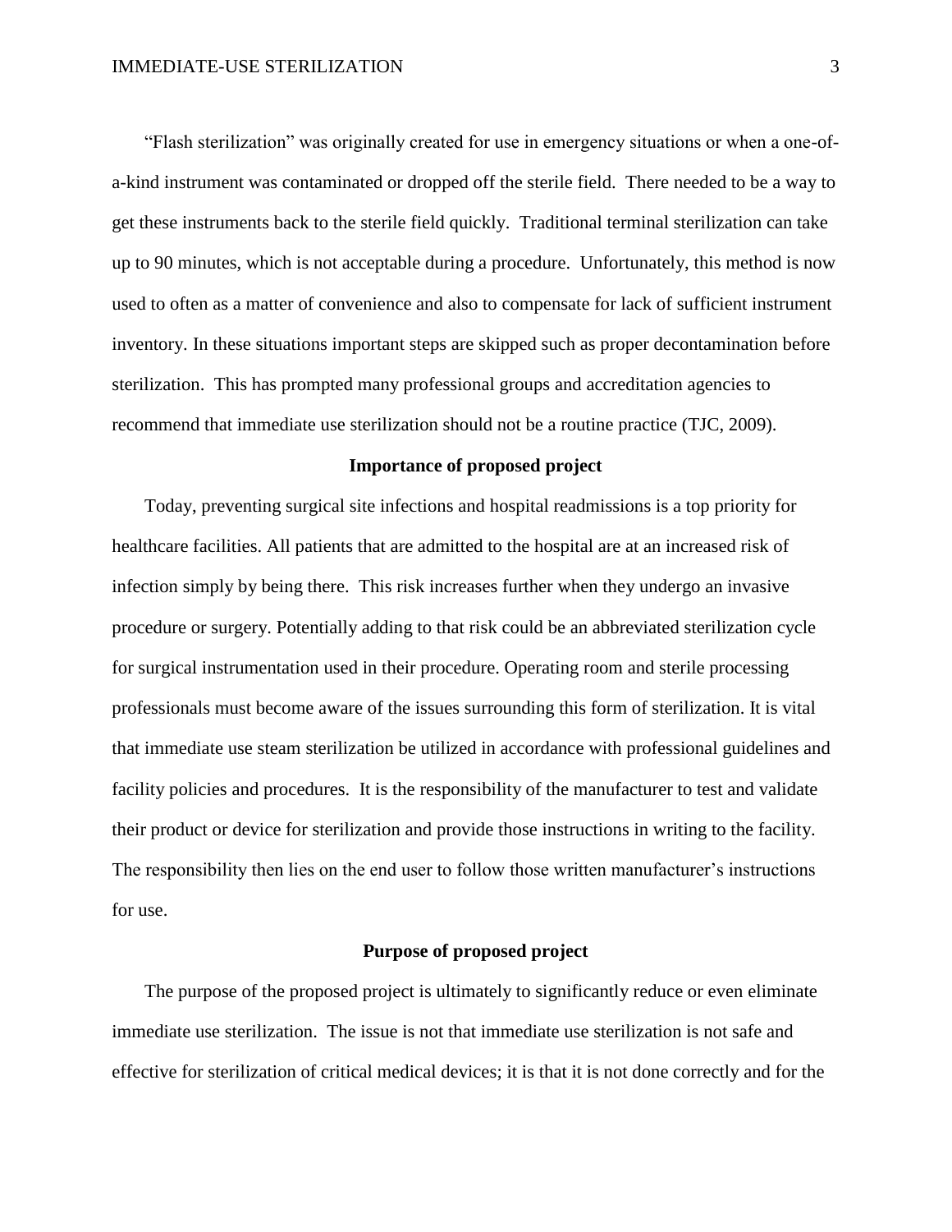“Flash sterilization” was originally created for use in emergency situations or when a one-of-a-kind instrument was contaminated or dropped off the sterile field. There needed to be a way to get these instruments back to the sterile field quickly. Traditional terminal sterilization can take up to 90 minutes, which is not acceptable during a procedure. Unfortunately, this method is now used to often as a matter of convenience and also to compensate for lack of sufficient instrument inventory. In these situations important steps are skipped such as proper decontamination before sterilization. This has prompted many professional groups and accreditation agencies to recommend that immediate use sterilization should not be a routine practice (TJC, 2009).

## Importance of proposed project

Today, preventing surgical site infections and hospital readmissions is a top priority for healthcare facilities. All patients that are admitted to the hospital are at an increased risk of infection simply by being there. This risk increases further when they undergo an invasive procedure or surgery. Potentially adding to that risk could be an abbreviated sterilization cycle for surgical instrumentation used in their procedure. Operating room and sterile processing professionals must become aware of the issues surrounding this form of sterilization. It is vital that immediate use steam sterilization be utilized in accordance with professional guidelines and facility policies and procedures. It is the responsibility of the manufacturer to test and validate their product or device for sterilization and provide those instructions in writing to the facility. The responsibility then lies on the end user to follow those written manufacturer’s instructions for use.

## Purpose of proposed project

The purpose of the proposed project is ultimately to significantly reduce or even eliminate immediate use sterilization. The issue is not that immediate use sterilization is not safe and effective for sterilization of critical medical devices; it is that it is not done correctly and for the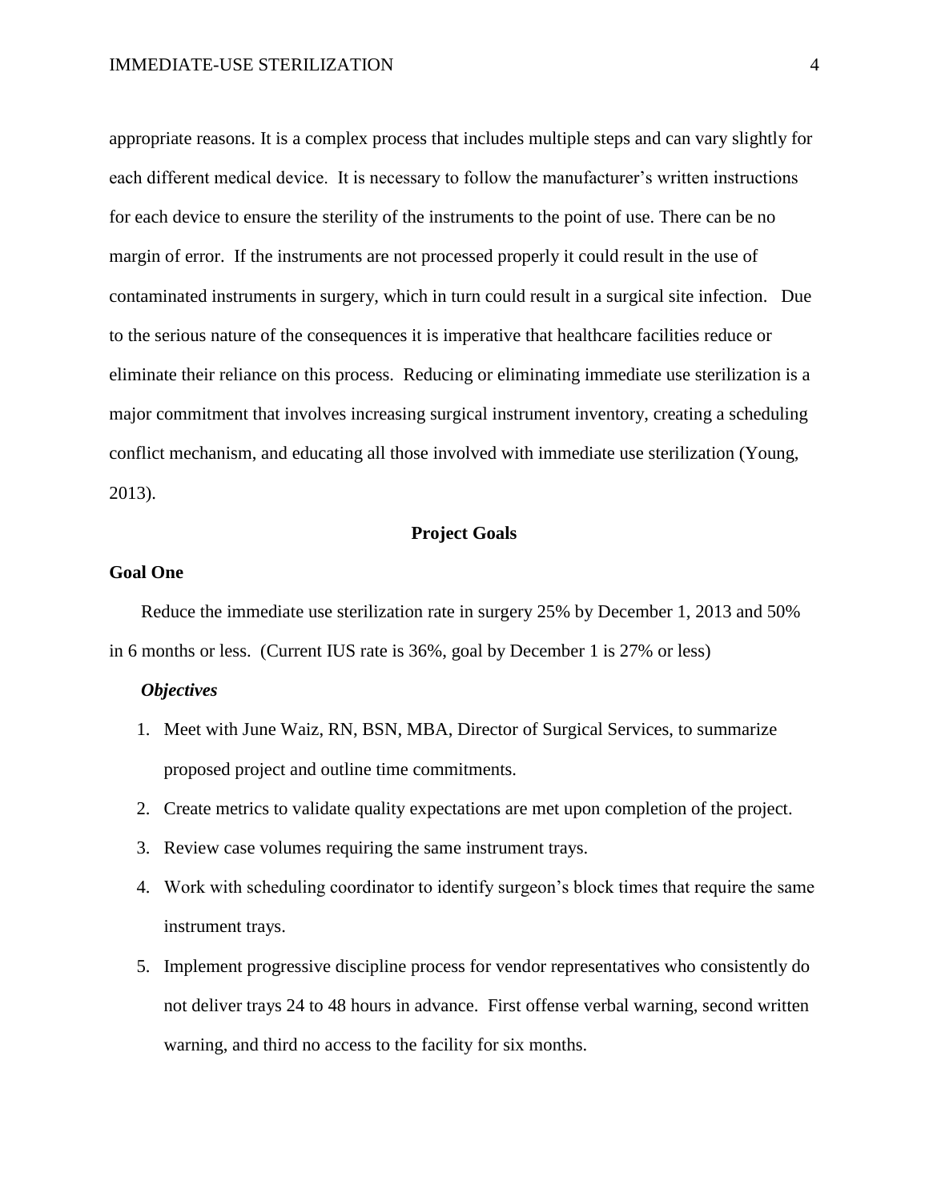appropriate reasons. It is a complex process that includes multiple steps and can vary slightly for each different medical device. It is necessary to follow the manufacturer's written instructions for each device to ensure the sterility of the instruments to the point of use. There can be no margin of error. If the instruments are not processed properly it could result in the use of contaminated instruments in surgery, which in turn could result in a surgical site infection. Due to the serious nature of the consequences it is imperative that healthcare facilities reduce or eliminate their reliance on this process. Reducing or eliminating immediate use sterilization is a major commitment that involves increasing surgical instrument inventory, creating a scheduling conflict mechanism, and educating all those involved with immediate use sterilization (Young, 2013).

## Project Goals

### Goal One

Reduce the immediate use sterilization rate in surgery 25% by December 1, 2013 and 50% in 6 months or less. (Current IUS rate is 36%, goal by December 1 is 27% or less)

#### *Objectives*

1. Meet with June Waiz, RN, BSN, MBA, Director of Surgical Services, to summarize proposed project and outline time commitments.
2. Create metrics to validate quality expectations are met upon completion of the project.
3. Review case volumes requiring the same instrument trays.
4. Work with scheduling coordinator to identify surgeon's block times that require the same instrument trays.
5. Implement progressive discipline process for vendor representatives who consistently do not deliver trays 24 to 48 hours in advance. First offense verbal warning, second written warning, and third no access to the facility for six months.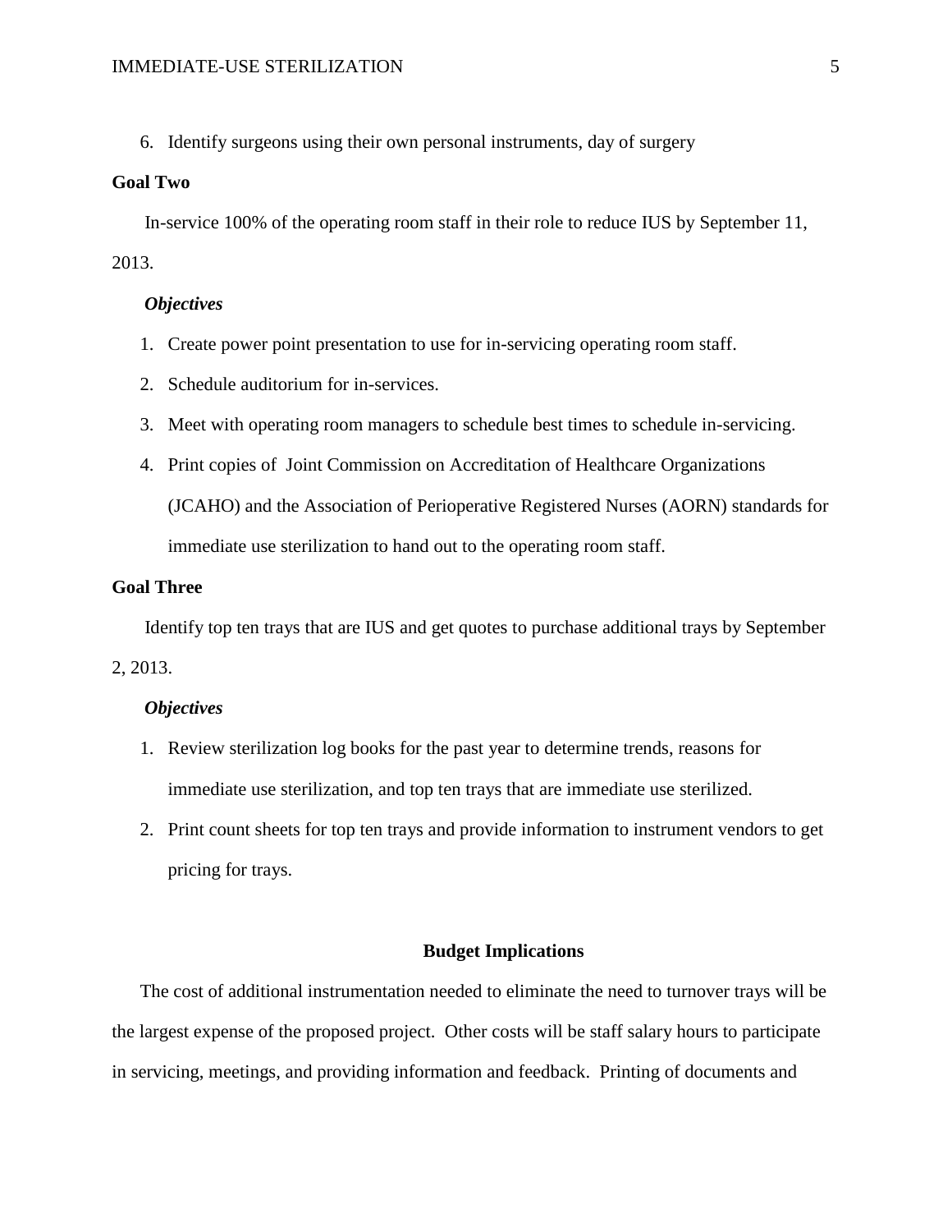6. Identify surgeons using their own personal instruments, day of surgery

**Goal Two**

In-service 100% of the operating room staff in their role to reduce IUS by September 11, 2013.

***Objectives***

1. Create power point presentation to use for in-servicing operating room staff.
2. Schedule auditorium for in-services.
3. Meet with operating room managers to schedule best times to schedule in-servicing.
4. Print copies of Joint Commission on Accreditation of Healthcare Organizations (JCAHO) and the Association of Perioperative Registered Nurses (AORN) standards for immediate use sterilization to hand out to the operating room staff.

**Goal Three**

Identify top ten trays that are IUS and get quotes to purchase additional trays by September 2, 2013.

***Objectives***

1. Review sterilization log books for the past year to determine trends, reasons for immediate use sterilization, and top ten trays that are immediate use sterilized.
2. Print count sheets for top ten trays and provide information to instrument vendors to get pricing for trays.

## Budget Implications

The cost of additional instrumentation needed to eliminate the need to turnover trays will be the largest expense of the proposed project. Other costs will be staff salary hours to participate in servicing, meetings, and providing information and feedback. Printing of documents and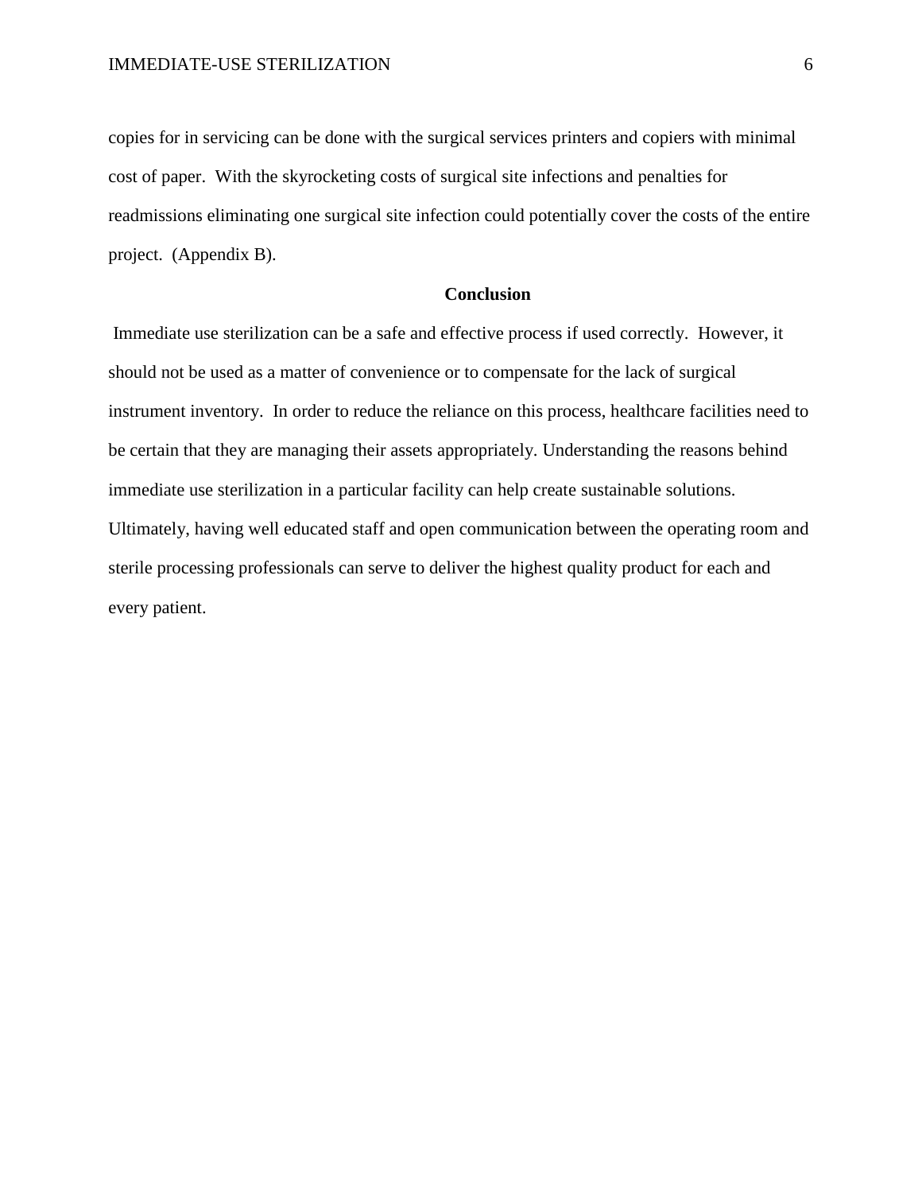copies for in servicing can be done with the surgical services printers and copiers with minimal cost of paper. With the skyrocketing costs of surgical site infections and penalties for readmissions eliminating one surgical site infection could potentially cover the costs of the entire project. (Appendix B).

## Conclusion

Immediate use sterilization can be a safe and effective process if used correctly. However, it should not be used as a matter of convenience or to compensate for the lack of surgical instrument inventory. In order to reduce the reliance on this process, healthcare facilities need to be certain that they are managing their assets appropriately. Understanding the reasons behind immediate use sterilization in a particular facility can help create sustainable solutions. Ultimately, having well educated staff and open communication between the operating room and sterile processing professionals can serve to deliver the highest quality product for each and every patient.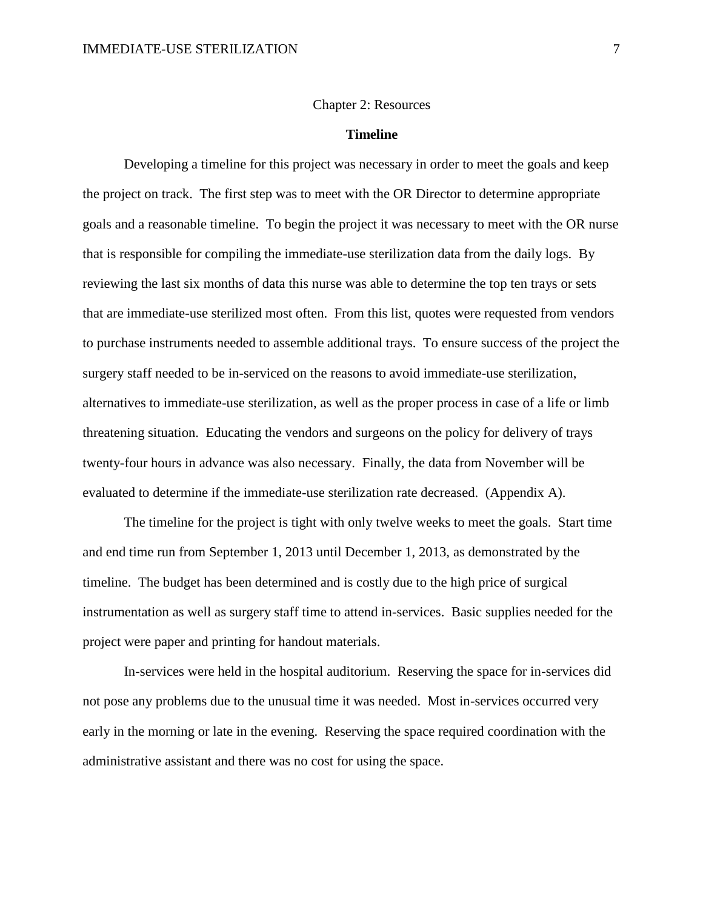# Chapter 2: Resources

## Timeline

Developing a timeline for this project was necessary in order to meet the goals and keep the project on track. The first step was to meet with the OR Director to determine appropriate goals and a reasonable timeline. To begin the project it was necessary to meet with the OR nurse that is responsible for compiling the immediate-use sterilization data from the daily logs. By reviewing the last six months of data this nurse was able to determine the top ten trays or sets that are immediate-use sterilized most often. From this list, quotes were requested from vendors to purchase instruments needed to assemble additional trays. To ensure success of the project the surgery staff needed to be in-serviced on the reasons to avoid immediate-use sterilization, alternatives to immediate-use sterilization, as well as the proper process in case of a life or limb threatening situation. Educating the vendors and surgeons on the policy for delivery of trays twenty-four hours in advance was also necessary. Finally, the data from November will be evaluated to determine if the immediate-use sterilization rate decreased. (Appendix A).

The timeline for the project is tight with only twelve weeks to meet the goals. Start time and end time run from September 1, 2013 until December 1, 2013, as demonstrated by the timeline. The budget has been determined and is costly due to the high price of surgical instrumentation as well as surgery staff time to attend in-services. Basic supplies needed for the project were paper and printing for handout materials.

In-services were held in the hospital auditorium. Reserving the space for in-services did not pose any problems due to the unusual time it was needed. Most in-services occurred very early in the morning or late in the evening. Reserving the space required coordination with the administrative assistant and there was no cost for using the space.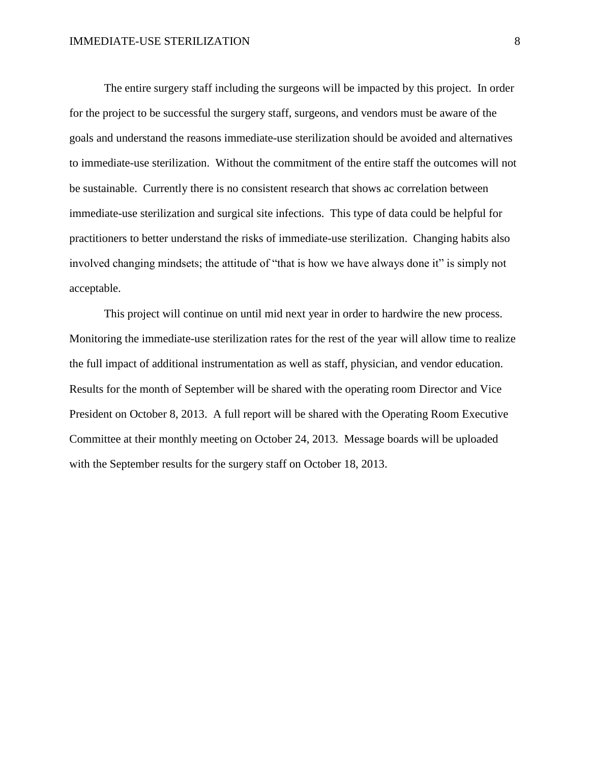The entire surgery staff including the surgeons will be impacted by this project. In order for the project to be successful the surgery staff, surgeons, and vendors must be aware of the goals and understand the reasons immediate-use sterilization should be avoided and alternatives to immediate-use sterilization. Without the commitment of the entire staff the outcomes will not be sustainable. Currently there is no consistent research that shows ac correlation between immediate-use sterilization and surgical site infections. This type of data could be helpful for practitioners to better understand the risks of immediate-use sterilization. Changing habits also involved changing mindsets; the attitude of "that is how we have always done it" is simply not acceptable.

This project will continue on until mid next year in order to hardwire the new process. Monitoring the immediate-use sterilization rates for the rest of the year will allow time to realize the full impact of additional instrumentation as well as staff, physician, and vendor education. Results for the month of September will be shared with the operating room Director and Vice President on October 8, 2013. A full report will be shared with the Operating Room Executive Committee at their monthly meeting on October 24, 2013. Message boards will be uploaded with the September results for the surgery staff on October 18, 2013.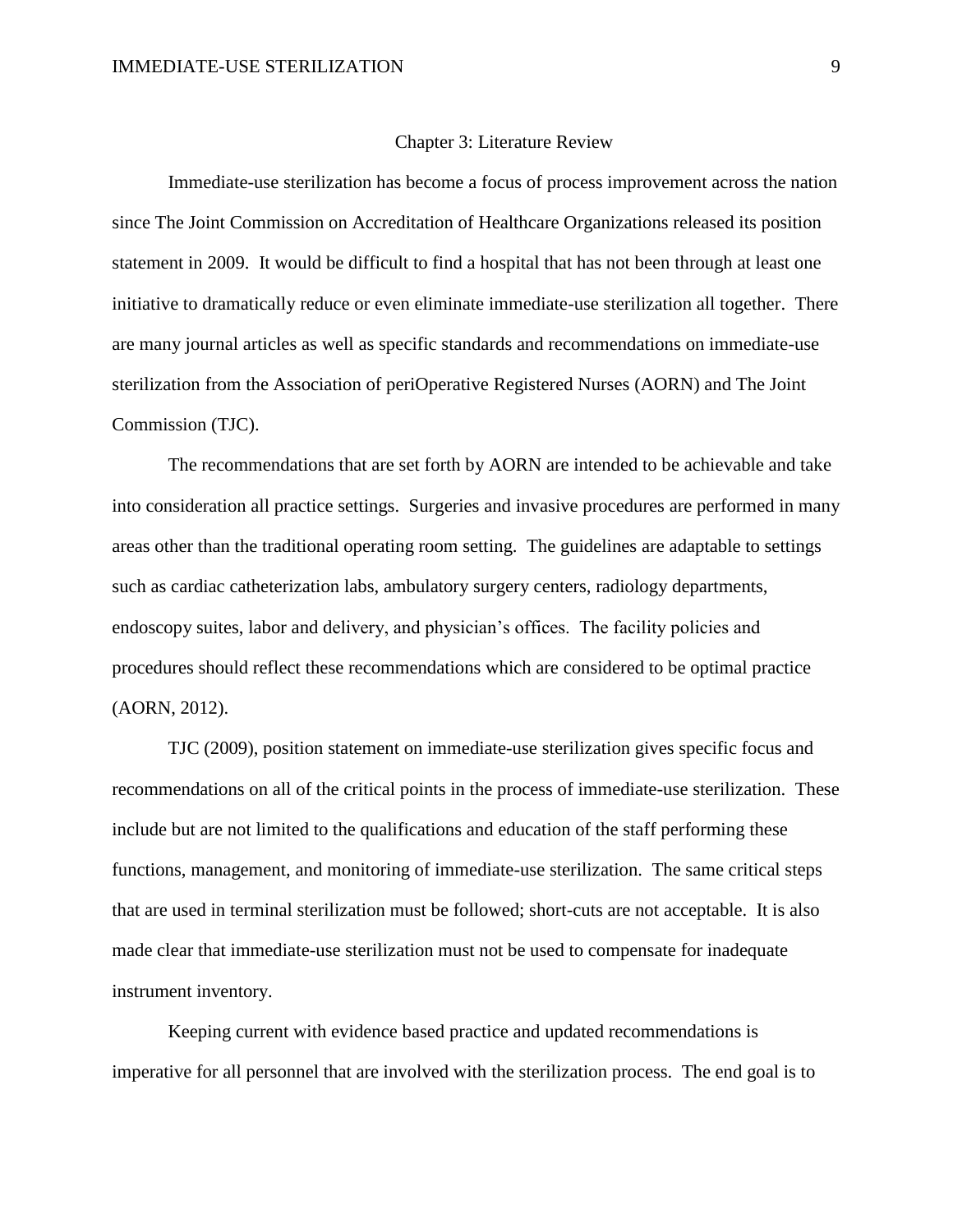## Chapter 3: Literature Review

Immediate-use sterilization has become a focus of process improvement across the nation since The Joint Commission on Accreditation of Healthcare Organizations released its position statement in 2009. It would be difficult to find a hospital that has not been through at least one initiative to dramatically reduce or even eliminate immediate-use sterilization all together. There are many journal articles as well as specific standards and recommendations on immediate-use sterilization from the Association of periOperative Registered Nurses (AORN) and The Joint Commission (TJC).

The recommendations that are set forth by AORN are intended to be achievable and take into consideration all practice settings. Surgeries and invasive procedures are performed in many areas other than the traditional operating room setting. The guidelines are adaptable to settings such as cardiac catheterization labs, ambulatory surgery centers, radiology departments, endoscopy suites, labor and delivery, and physician's offices. The facility policies and procedures should reflect these recommendations which are considered to be optimal practice (AORN, 2012).

TJC (2009), position statement on immediate-use sterilization gives specific focus and recommendations on all of the critical points in the process of immediate-use sterilization. These include but are not limited to the qualifications and education of the staff performing these functions, management, and monitoring of immediate-use sterilization. The same critical steps that are used in terminal sterilization must be followed; short-cuts are not acceptable. It is also made clear that immediate-use sterilization must not be used to compensate for inadequate instrument inventory.

Keeping current with evidence based practice and updated recommendations is imperative for all personnel that are involved with the sterilization process. The end goal is to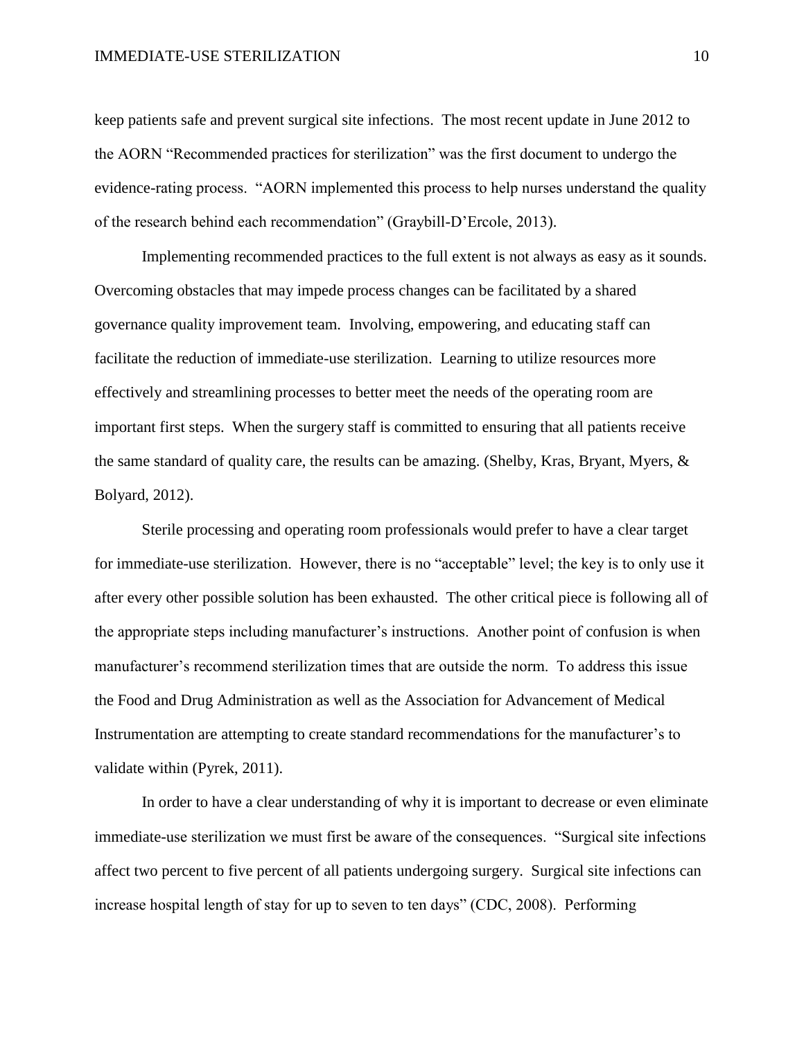keep patients safe and prevent surgical site infections. The most recent update in June 2012 to the AORN "Recommended practices for sterilization" was the first document to undergo the evidence-rating process. "AORN implemented this process to help nurses understand the quality of the research behind each recommendation" (Graybill-D'Ercole, 2013).

Implementing recommended practices to the full extent is not always as easy as it sounds. Overcoming obstacles that may impede process changes can be facilitated by a shared governance quality improvement team. Involving, empowering, and educating staff can facilitate the reduction of immediate-use sterilization. Learning to utilize resources more effectively and streamlining processes to better meet the needs of the operating room are important first steps. When the surgery staff is committed to ensuring that all patients receive the same standard of quality care, the results can be amazing. (Shelby, Kras, Bryant, Myers, & Bolyard, 2012).

Sterile processing and operating room professionals would prefer to have a clear target for immediate-use sterilization. However, there is no "acceptable" level; the key is to only use it after every other possible solution has been exhausted. The other critical piece is following all of the appropriate steps including manufacturer's instructions. Another point of confusion is when manufacturer's recommend sterilization times that are outside the norm. To address this issue the Food and Drug Administration as well as the Association for Advancement of Medical Instrumentation are attempting to create standard recommendations for the manufacturer's to validate within (Pyrek, 2011).

In order to have a clear understanding of why it is important to decrease or even eliminate immediate-use sterilization we must first be aware of the consequences. "Surgical site infections affect two percent to five percent of all patients undergoing surgery. Surgical site infections can increase hospital length of stay for up to seven to ten days" (CDC, 2008). Performing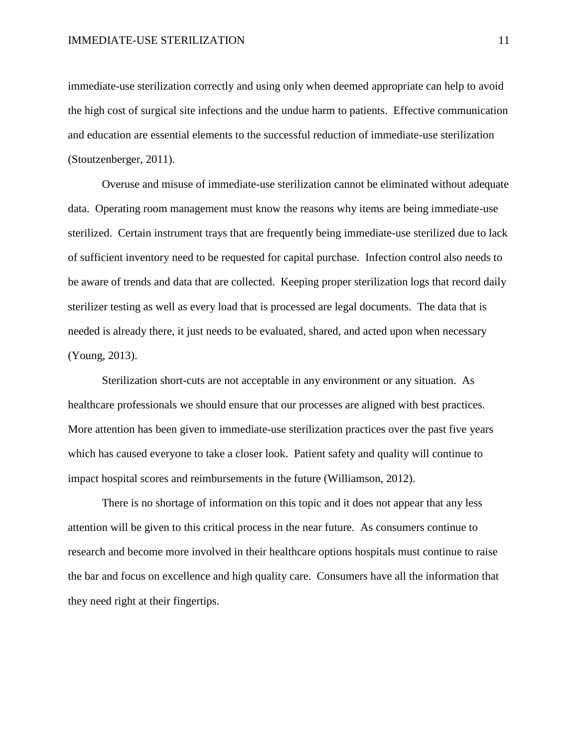immediate-use sterilization correctly and using only when deemed appropriate can help to avoid the high cost of surgical site infections and the undue harm to patients. Effective communication and education are essential elements to the successful reduction of immediate-use sterilization (Stoutzenberger, 2011).

Overuse and misuse of immediate-use sterilization cannot be eliminated without adequate data. Operating room management must know the reasons why items are being immediate-use sterilized. Certain instrument trays that are frequently being immediate-use sterilized due to lack of sufficient inventory need to be requested for capital purchase. Infection control also needs to be aware of trends and data that are collected. Keeping proper sterilization logs that record daily sterilizer testing as well as every load that is processed are legal documents. The data that is needed is already there, it just needs to be evaluated, shared, and acted upon when necessary (Young, 2013).

Sterilization short-cuts are not acceptable in any environment or any situation. As healthcare professionals we should ensure that our processes are aligned with best practices. More attention has been given to immediate-use sterilization practices over the past five years which has caused everyone to take a closer look. Patient safety and quality will continue to impact hospital scores and reimbursements in the future (Williamson, 2012).

There is no shortage of information on this topic and it does not appear that any less attention will be given to this critical process in the near future. As consumers continue to research and become more involved in their healthcare options hospitals must continue to raise the bar and focus on excellence and high quality care. Consumers have all the information that they need right at their fingertips.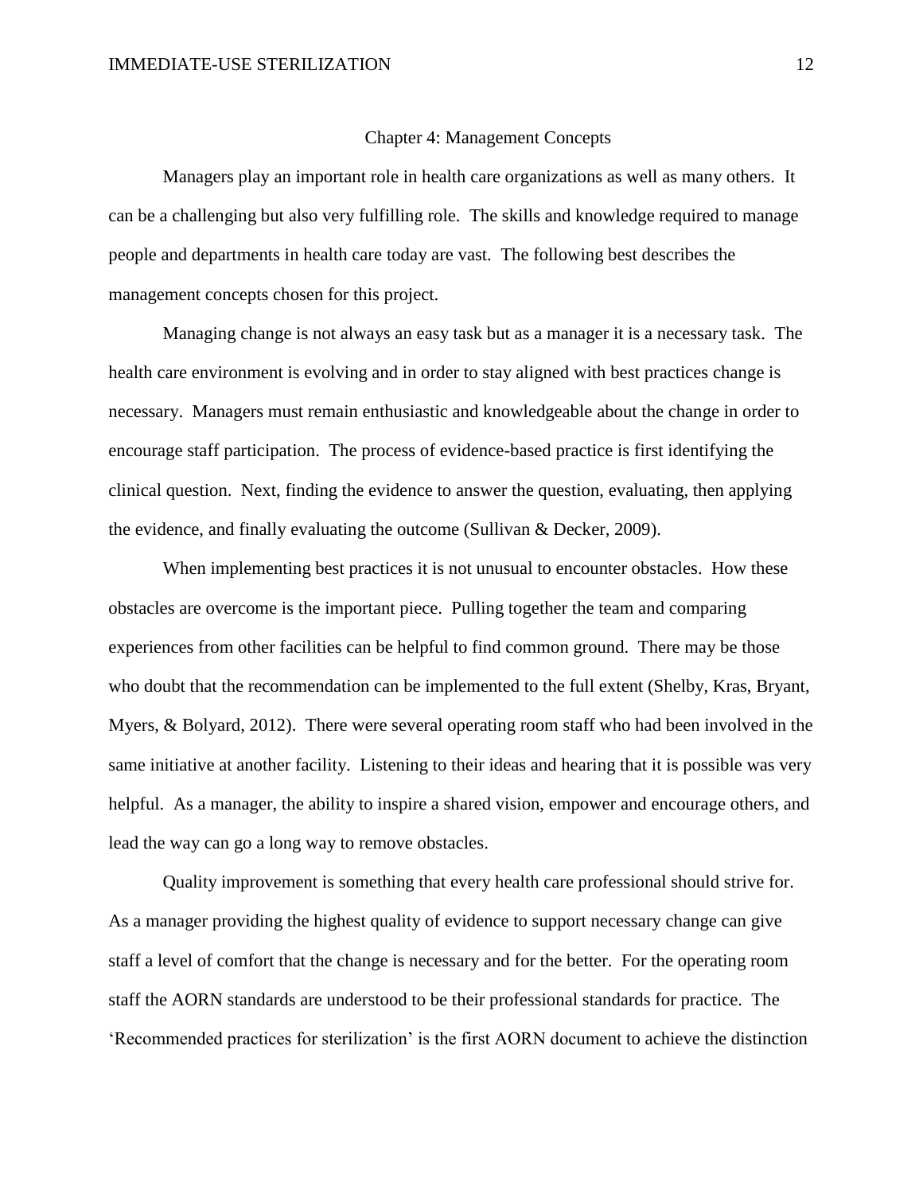## Chapter 4: Management Concepts

Managers play an important role in health care organizations as well as many others. It can be a challenging but also very fulfilling role. The skills and knowledge required to manage people and departments in health care today are vast. The following best describes the management concepts chosen for this project.

Managing change is not always an easy task but as a manager it is a necessary task. The health care environment is evolving and in order to stay aligned with best practices change is necessary. Managers must remain enthusiastic and knowledgeable about the change in order to encourage staff participation. The process of evidence-based practice is first identifying the clinical question. Next, finding the evidence to answer the question, evaluating, then applying the evidence, and finally evaluating the outcome (Sullivan & Decker, 2009).

When implementing best practices it is not unusual to encounter obstacles. How these obstacles are overcome is the important piece. Pulling together the team and comparing experiences from other facilities can be helpful to find common ground. There may be those who doubt that the recommendation can be implemented to the full extent (Shelby, Kras, Bryant, Myers, & Bolyard, 2012). There were several operating room staff who had been involved in the same initiative at another facility. Listening to their ideas and hearing that it is possible was very helpful. As a manager, the ability to inspire a shared vision, empower and encourage others, and lead the way can go a long way to remove obstacles.

Quality improvement is something that every health care professional should strive for. As a manager providing the highest quality of evidence to support necessary change can give staff a level of comfort that the change is necessary and for the better. For the operating room staff the AORN standards are understood to be their professional standards for practice. The 'Recommended practices for sterilization' is the first AORN document to achieve the distinction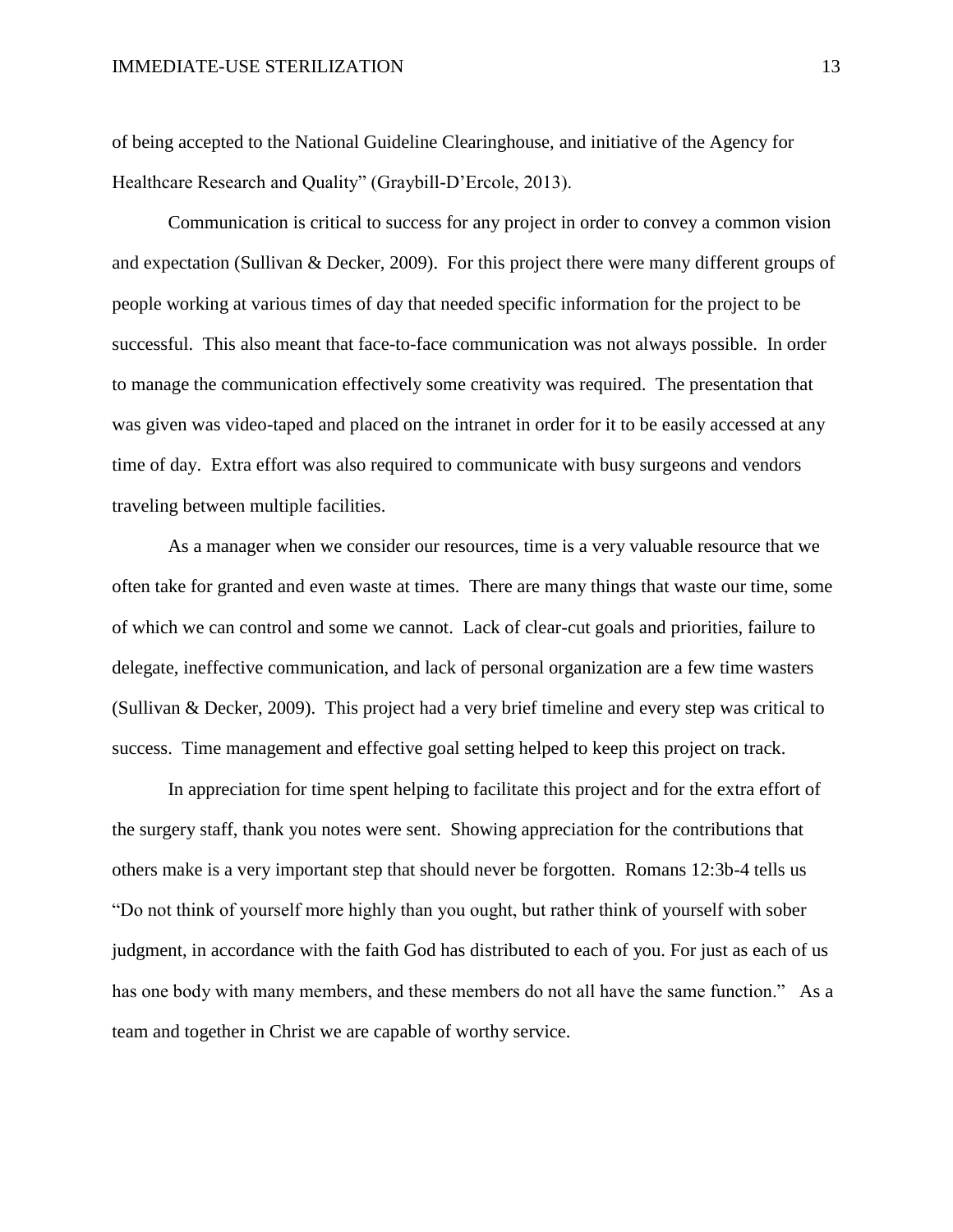of being accepted to the National Guideline Clearinghouse, and initiative of the Agency for Healthcare Research and Quality" (Graybill-D'Ercole, 2013).

Communication is critical to success for any project in order to convey a common vision and expectation (Sullivan & Decker, 2009). For this project there were many different groups of people working at various times of day that needed specific information for the project to be successful. This also meant that face-to-face communication was not always possible. In order to manage the communication effectively some creativity was required. The presentation that was given was video-taped and placed on the intranet in order for it to be easily accessed at any time of day. Extra effort was also required to communicate with busy surgeons and vendors traveling between multiple facilities.

As a manager when we consider our resources, time is a very valuable resource that we often take for granted and even waste at times. There are many things that waste our time, some of which we can control and some we cannot. Lack of clear-cut goals and priorities, failure to delegate, ineffective communication, and lack of personal organization are a few time wasters (Sullivan & Decker, 2009). This project had a very brief timeline and every step was critical to success. Time management and effective goal setting helped to keep this project on track.

In appreciation for time spent helping to facilitate this project and for the extra effort of the surgery staff, thank you notes were sent. Showing appreciation for the contributions that others make is a very important step that should never be forgotten. Romans 12:3b-4 tells us "Do not think of yourself more highly than you ought, but rather think of yourself with sober judgment, in accordance with the faith God has distributed to each of you. For just as each of us has one body with many members, and these members do not all have the same function." As a team and together in Christ we are capable of worthy service.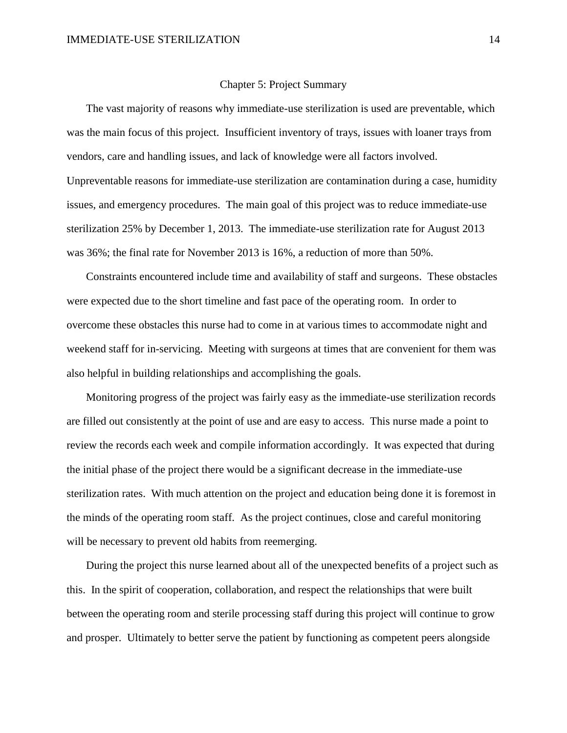# Chapter 5: Project Summary

The vast majority of reasons why immediate-use sterilization is used are preventable, which was the main focus of this project. Insufficient inventory of trays, issues with loaner trays from vendors, care and handling issues, and lack of knowledge were all factors involved. Unpreventable reasons for immediate-use sterilization are contamination during a case, humidity issues, and emergency procedures. The main goal of this project was to reduce immediate-use sterilization 25% by December 1, 2013. The immediate-use sterilization rate for August 2013 was 36%; the final rate for November 2013 is 16%, a reduction of more than 50%.

Constraints encountered include time and availability of staff and surgeons. These obstacles were expected due to the short timeline and fast pace of the operating room. In order to overcome these obstacles this nurse had to come in at various times to accommodate night and weekend staff for in-servicing. Meeting with surgeons at times that are convenient for them was also helpful in building relationships and accomplishing the goals.

Monitoring progress of the project was fairly easy as the immediate-use sterilization records are filled out consistently at the point of use and are easy to access. This nurse made a point to review the records each week and compile information accordingly. It was expected that during the initial phase of the project there would be a significant decrease in the immediate-use sterilization rates. With much attention on the project and education being done it is foremost in the minds of the operating room staff. As the project continues, close and careful monitoring will be necessary to prevent old habits from reemerging.

During the project this nurse learned about all of the unexpected benefits of a project such as this. In the spirit of cooperation, collaboration, and respect the relationships that were built between the operating room and sterile processing staff during this project will continue to grow and prosper. Ultimately to better serve the patient by functioning as competent peers alongside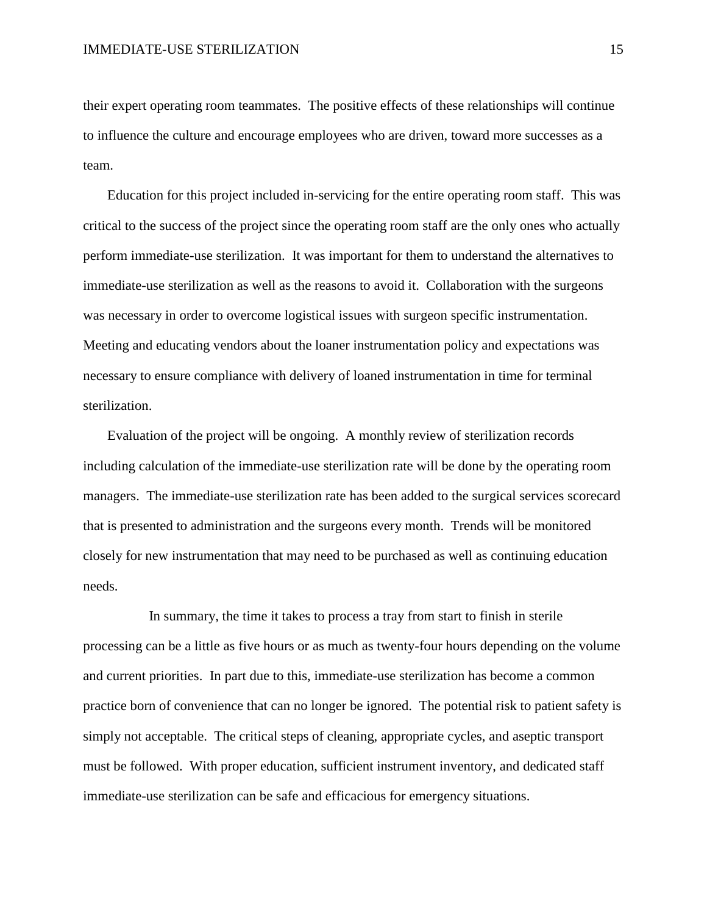their expert operating room teammates. The positive effects of these relationships will continue to influence the culture and encourage employees who are driven, toward more successes as a team.

Education for this project included in-servicing for the entire operating room staff. This was critical to the success of the project since the operating room staff are the only ones who actually perform immediate-use sterilization. It was important for them to understand the alternatives to immediate-use sterilization as well as the reasons to avoid it. Collaboration with the surgeons was necessary in order to overcome logistical issues with surgeon specific instrumentation. Meeting and educating vendors about the loaner instrumentation policy and expectations was necessary to ensure compliance with delivery of loaned instrumentation in time for terminal sterilization.

Evaluation of the project will be ongoing. A monthly review of sterilization records including calculation of the immediate-use sterilization rate will be done by the operating room managers. The immediate-use sterilization rate has been added to the surgical services scorecard that is presented to administration and the surgeons every month. Trends will be monitored closely for new instrumentation that may need to be purchased as well as continuing education needs.

In summary, the time it takes to process a tray from start to finish in sterile processing can be a little as five hours or as much as twenty-four hours depending on the volume and current priorities. In part due to this, immediate-use sterilization has become a common practice born of convenience that can no longer be ignored. The potential risk to patient safety is simply not acceptable. The critical steps of cleaning, appropriate cycles, and aseptic transport must be followed. With proper education, sufficient instrument inventory, and dedicated staff immediate-use sterilization can be safe and efficacious for emergency situations.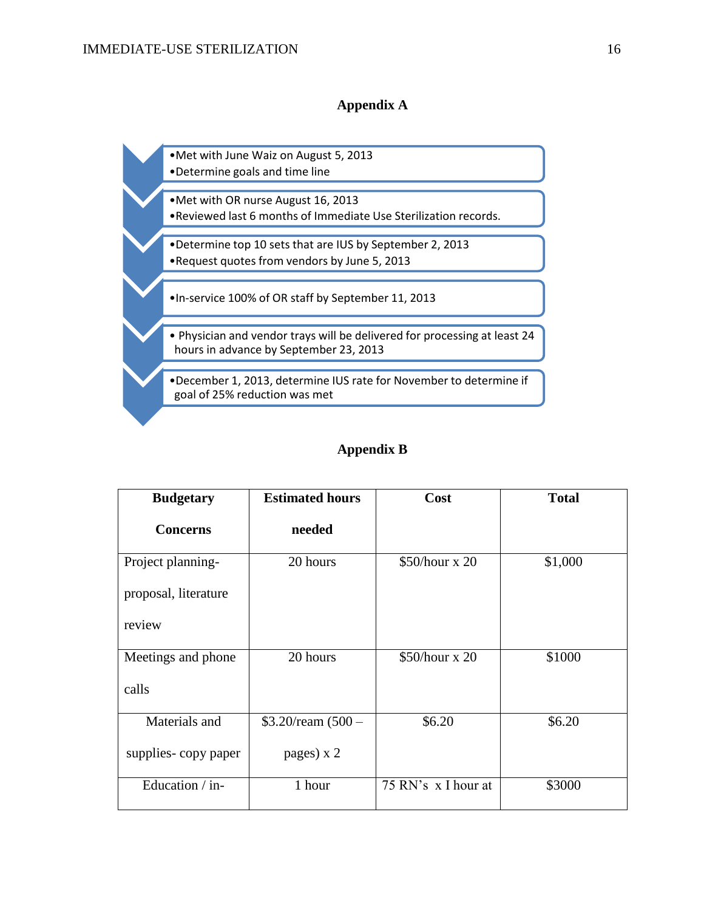## Appendix A

- Met with June Waiz on August 5, 2013
- Determine goals and time line

- Met with OR nurse August 16, 2013
- Reviewed last 6 months of Immediate Use Sterilization records.

- Determine top 10 sets that are IUS by September 2, 2013
- Request quotes from vendors by June 5, 2013

- In-service 100% of OR staff by September 11, 2013

- Physician and vendor trays will be delivered for processing at least 24 hours in advance by September 23, 2013

- December 1, 2013, determine IUS rate for November to determine if goal of 25% reduction was met

## Appendix B

| Budgetary Concerns | Estimated hours needed | Cost | Total |
|---|---|---|---|
| Project planning- proposal, literature review | 20 hours | $50/hour x 20 | $1,000 |
| Meetings and phone calls | 20 hours | $50/hour x 20 | $1000 |
| Materials and supplies- copy paper | $3.20/ream (500 – pages) x 2 | $6.20 | $6.20 |
| Education / in- | 1 hour | 75 RN's x I hour at | $3000 |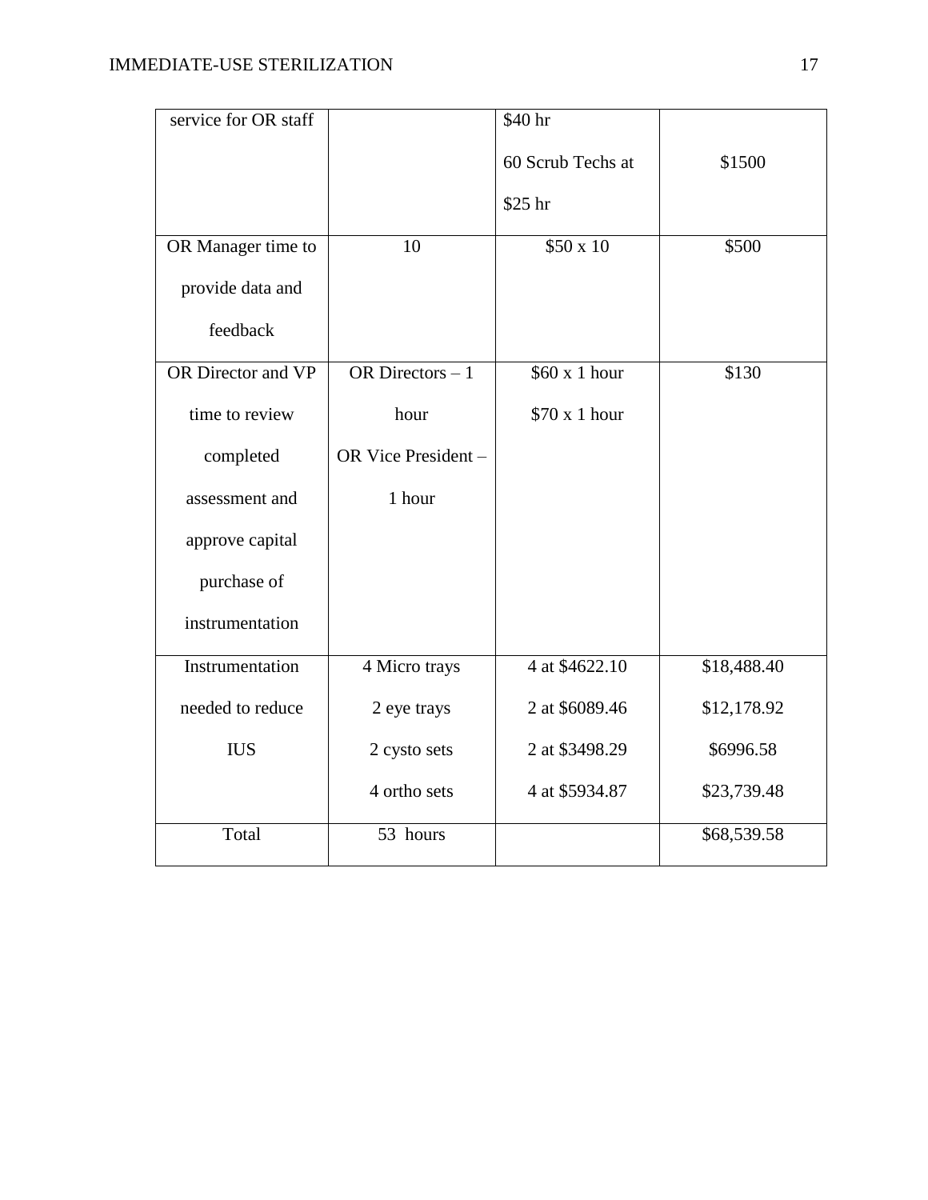| | | | |
|---|---|---|---|
| service for OR staff | | $40 hr<br>60 Scrub Techs at<br>$25 hr | $1500 |
| OR Manager time to provide data and feedback | 10 | $50 x 10 | $500 |
| OR Director and VP time to review completed assessment and approve capital purchase of instrumentation | OR Directors – 1 hour<br>OR Vice President – 1 hour | $60 x 1 hour<br>$70 x 1 hour | $130 |
| Instrumentation needed to reduce IUS | 4 Micro trays<br>2 eye trays<br>2 cysto sets<br>4 ortho sets | 4 at $4622.10<br>2 at $6089.46<br>2 at $3498.29<br>4 at $5934.87 | $18,488.40<br>$12,178.92<br>$6996.58<br>$23,739.48 |
| Total | 53 hours | | $68,539.58 |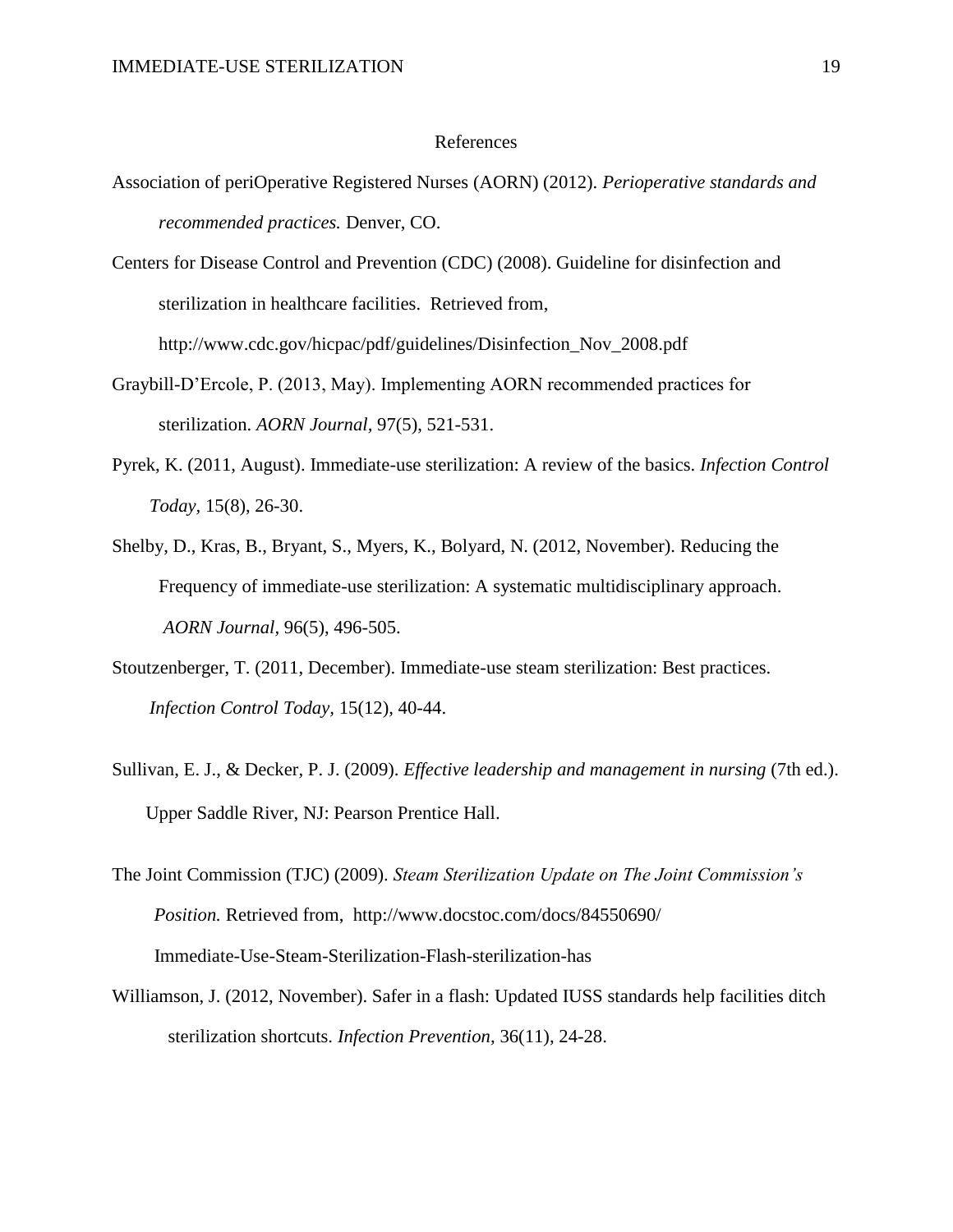# References

Association of periOperative Registered Nurses (AORN) (2012). *Perioperative standards and recommended practices.* Denver, CO.

Centers for Disease Control and Prevention (CDC) (2008). Guideline for disinfection and sterilization in healthcare facilities. Retrieved from, http://www.cdc.gov/hicpac/pdf/guidelines/Disinfection_Nov_2008.pdf

Graybill-D'Ercole, P. (2013, May). Implementing AORN recommended practices for sterilization. *AORN Journal,* 97(5), 521-531.

Pyrek, K. (2011, August). Immediate-use sterilization: A review of the basics. *Infection Control Today,* 15(8), 26-30.

Shelby, D., Kras, B., Bryant, S., Myers, K., Bolyard, N. (2012, November). Reducing the Frequency of immediate-use sterilization: A systematic multidisciplinary approach. *AORN Journal,* 96(5), 496-505.

Stoutzenberger, T. (2011, December). Immediate-use steam sterilization: Best practices. *Infection Control Today,* 15(12), 40-44.

Sullivan, E. J., & Decker, P. J. (2009). *Effective leadership and management in nursing* (7th ed.). Upper Saddle River, NJ: Pearson Prentice Hall.

The Joint Commission (TJC) (2009). *Steam Sterilization Update on The Joint Commission's Position.* Retrieved from, http://www.docstoc.com/docs/84550690/ Immediate-Use-Steam-Sterilization-Flash-sterilization-has

Williamson, J. (2012, November). Safer in a flash: Updated IUSS standards help facilities ditch sterilization shortcuts. *Infection Prevention,* 36(11), 24-28.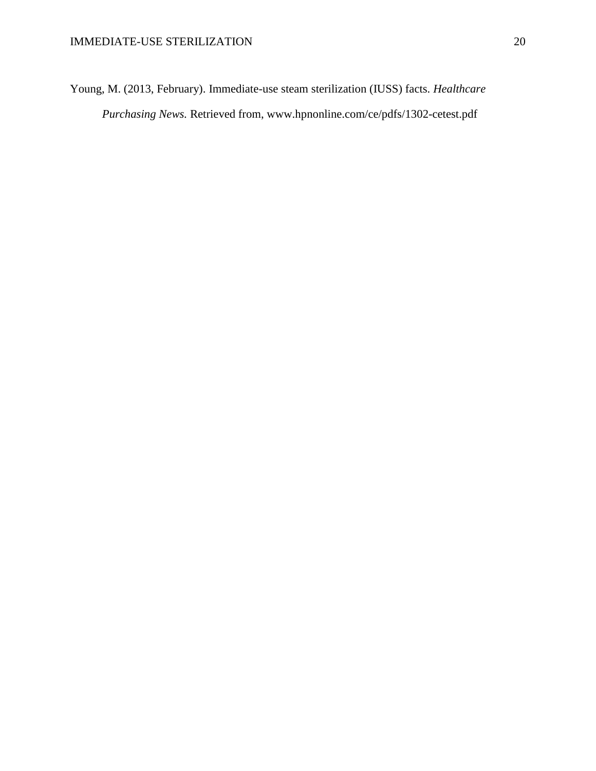Young, M. (2013, February). Immediate-use steam sterilization (IUSS) facts. *Healthcare Purchasing News.* Retrieved from, www.hpnonline.com/ce/pdfs/1302-cetest.pdf